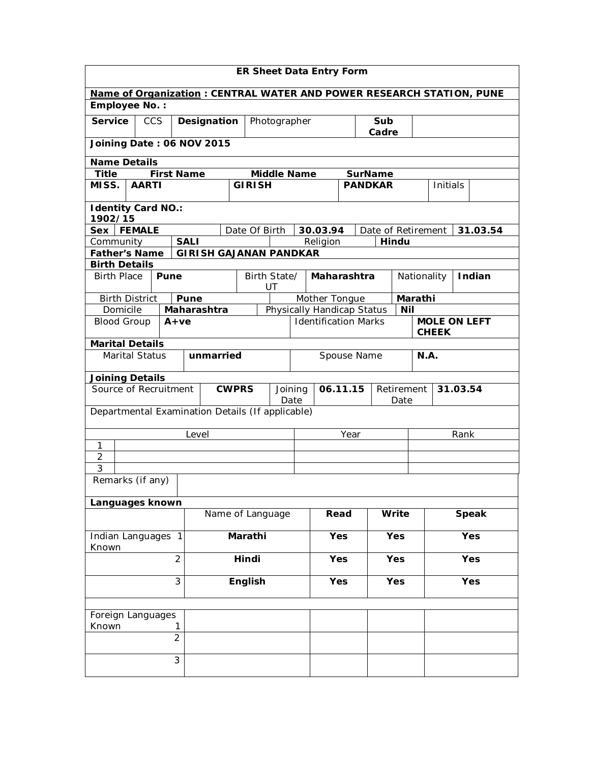# ER Sheet Data Entry Form

**Name of Organization : CENTRAL WATER AND POWER RESEARCH STATION, PUNE**

**Employee No. :**

| **Service** | CCS | **Designation** | Photographer | **Sub Cadre** | |
|---|---|---|---|---|---|

**Joining Date : 06 NOV 2015**

**Name Details**

| **Title** | **First Name** | **Middle Name** | **SurName** | | |
|---|---|---|---|---|---|
| **MISS.** | **AARTI** | **GIRISH** | **PANDKAR** | Initials | |

**Identity Card NO.: 1902/15**

| **Sex** | **FEMALE** | Date Of Birth | **30.03.94** | Date of Retirement | **31.03.54** |
|---|---|---|---|---|---|
| Community | **SALI** | Religion | **Hindu** | | |

| **Father's Name** | **GIRISH GAJANAN PANDKAR** |
|---|---|

**Birth Details**

| Birth Place | **Pune** | Birth State/ UT | **Maharashtra** | Nationality | **Indian** |
|---|---|---|---|---|---|
| Birth District | **Pune** | Mother Tongue | **Marathi** | | |
| Domicile | **Maharashtra** | Physically Handicap Status | **Nil** | | |
| Blood Group | **A+ve** | Identification Marks | **MOLE ON LEFT CHEEK** | | |

**Marital Details**

| Marital Status | **unmarried** | Spouse Name | **N.A.** |
|---|---|---|---|

**Joining Details**

| Source of Recruitment | **CWPRS** | Joining Date | **06.11.15** | Retirement Date | **31.03.54** |
|---|---|---|---|---|---|

Departmental Examination Details (If applicable)

| | Level | Year | Rank |
|---|---|---|---|
| 1 | | | |
| 2 | | | |
| 3 | | | |

| Remarks (if any) | |
|---|---|

**Languages known**

| | Name of Language | Read | Write | Speak |
|---|---|---|---|---|
| Indian Languages Known 1 | **Marathi** | **Yes** | **Yes** | **Yes** |
| 2 | **Hindi** | **Yes** | **Yes** | **Yes** |
| 3 | **English** | **Yes** | **Yes** | **Yes** |
| | | | | |
| Foreign Languages Known 1 | | | | |
| 2 | | | | |
| 3 | | | | |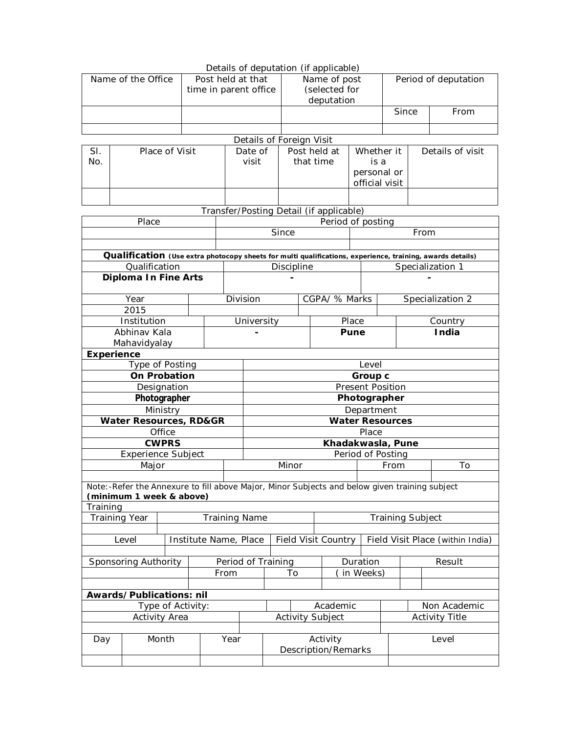Details of deputation (if applicable)

| Name of the Office | Post held at that time in parent office | Name of post (selected for deputation | Period of deputation | |
|---|---|---|---|---|
| | | | Since | From |
| | | | | |

Details of Foreign Visit

| Sl. No. | Place of Visit | Date of visit | Post held at that time | Whether it is a personal or official visit | Details of visit |
|---|---|---|---|---|---|
| | | | | | |

Transfer/Posting Detail (if applicable)

| Place | Period of posting | |
|---|---|---|
| | Since | From |
| | | |

**Qualification** **(Use extra photocopy sheets for multi qualifications, experience, training, awards details)**

| Qualification | Discipline | Specialization 1 |
|---|---|---|
| **Diploma In Fine Arts** | **-** | **-** |

| Year | Division | CGPA/ % Marks | Specialization 2 |
|---|---|---|---|
| 2015 | | | |

| Institution | University | Place | Country |
|---|---|---|---|
| Abhinav Kala Mahavidyalay | **-** | **Pune** | **India** |

**Experience**

| Type of Posting | Level |
|---|---|
| **On Probation** | **Group c** |
| Designation | Present Position |
| **Photographer** | **Photographer** |
| Ministry | Department |
| **Water Resources, RD&GR** | **Water Resources** |
| Office | Place |
| **CWPRS** | **Khadakwasla, Pune** |

| Experience Subject | | Period of Posting | |
|---|---|---|---|
| Major | Minor | From | To |
| | | | |

Note:-Refer the Annexure to fill above Major, Minor Subjects and below given training subject **(minimum 1 week & above)**

Training

| Training Year | Training Name | Training Subject |
|---|---|---|
| | | |

| Level | Institute Name, Place | Field Visit Country | Field Visit Place (within India) |
|---|---|---|---|
| | | | |

| Sponsoring Authority | Period of Training | | Duration | Result |
|---|---|---|---|---|
| | From | To | ( in Weeks) | |
| | | | | |

**Awards/Publications: nil**

| Type of Activity: | | Academic | | Non Academic |
|---|---|---|---|---|

| Activity Area | Activity Subject | Activity Title |
|---|---|---|
| | | |

| Day | Month | Year | Activity Description/Remarks | Level |
|---|---|---|---|---|
| | | | | |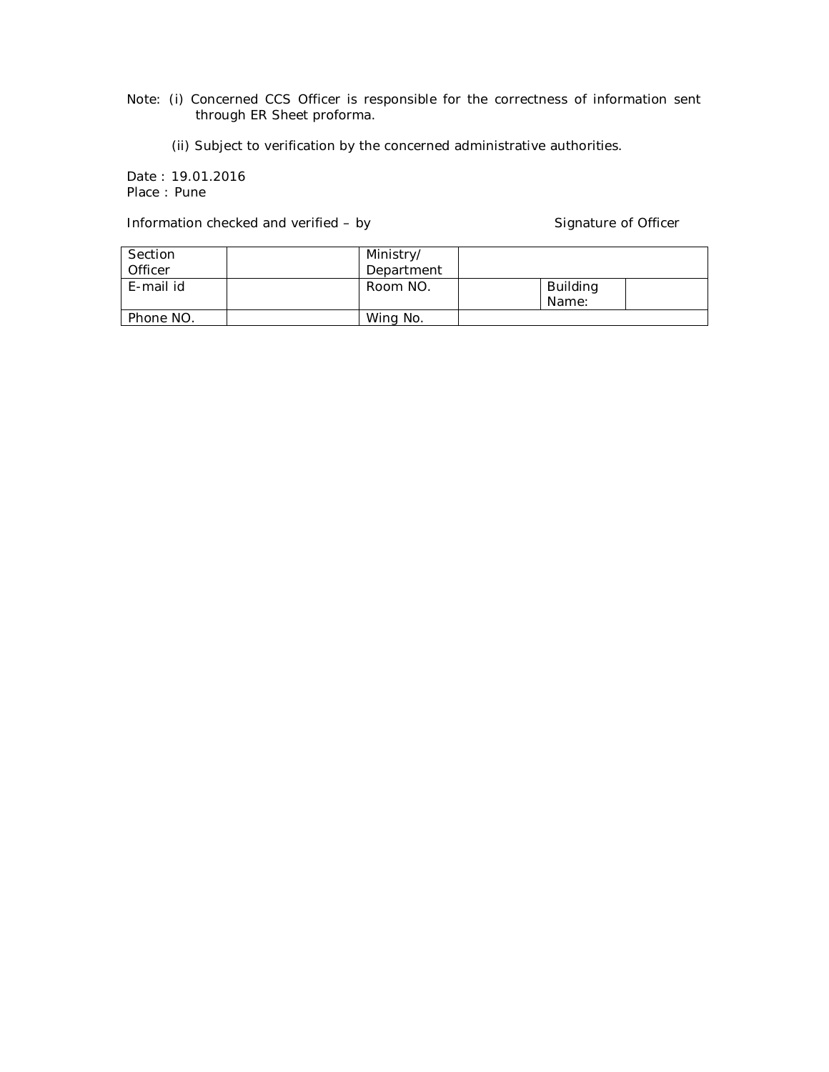Note: (i) Concerned CCS Officer is responsible for the correctness of information sent through ER Sheet proforma.

(ii) Subject to verification by the concerned administrative authorities.

Date : 19.01.2016
Place : Pune

Information checked and verified – by                                        Signature of Officer

| | | | | | |
|---|---|---|---|---|---|
| Section Officer | | Ministry/ Department | | | |
| E-mail id | | Room NO. | | Building Name: | |
| Phone NO. | | Wing No. | | | |